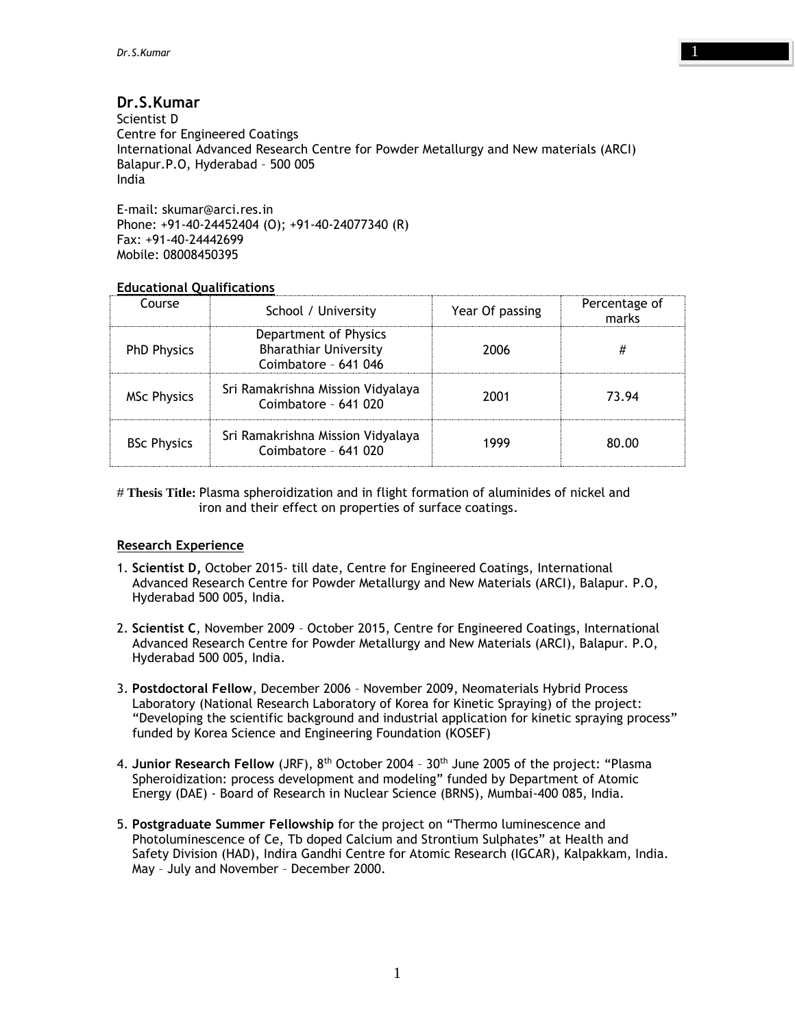# Dr.S.Kumar

Scientist D
Centre for Engineered Coatings
International Advanced Research Centre for Powder Metallurgy and New materials (ARCI)
Balapur.P.O, Hyderabad – 500 005
India

E-mail: skumar@arci.res.in
Phone: +91-40-24452404 (O); +91-40-24077340 (R)
Fax: +91-40-24442699
Mobile: 08008450395

## Educational Qualifications

| Course | School / University | Year Of passing | Percentage of marks |
|---|---|---|---|
| PhD Physics | Department of Physics Bharathiar University Coimbatore – 641 046 | 2006 | # |
| MSc Physics | Sri Ramakrishna Mission Vidyalaya Coimbatore – 641 020 | 2001 | 73.94 |
| BSc Physics | Sri Ramakrishna Mission Vidyalaya Coimbatore – 641 020 | 1999 | 80.00 |

# **Thesis Title:** Plasma spheroidization and in flight formation of aluminides of nickel and iron and their effect on properties of surface coatings.

## Research Experience

1. **Scientist D,** October 2015- till date, Centre for Engineered Coatings, International Advanced Research Centre for Powder Metallurgy and New Materials (ARCI), Balapur. P.O, Hyderabad 500 005, India.

2. **Scientist C**, November 2009 – October 2015, Centre for Engineered Coatings, International Advanced Research Centre for Powder Metallurgy and New Materials (ARCI), Balapur. P.O, Hyderabad 500 005, India.

3. **Postdoctoral Fellow**, December 2006 – November 2009, Neomaterials Hybrid Process Laboratory (National Research Laboratory of Korea for Kinetic Spraying) of the project: "Developing the scientific background and industrial application for kinetic spraying process" funded by Korea Science and Engineering Foundation (KOSEF)

4. **Junior Research Fellow** (JRF), 8th October 2004 – 30th June 2005 of the project: "Plasma Spheroidization: process development and modeling" funded by Department of Atomic Energy (DAE) - Board of Research in Nuclear Science (BRNS), Mumbai-400 085, India.

5. **Postgraduate Summer Fellowship** for the project on "Thermo luminescence and Photoluminescence of Ce, Tb doped Calcium and Strontium Sulphates" at Health and Safety Division (HAD), Indira Gandhi Centre for Atomic Research (IGCAR), Kalpakkam, India. May – July and November – December 2000.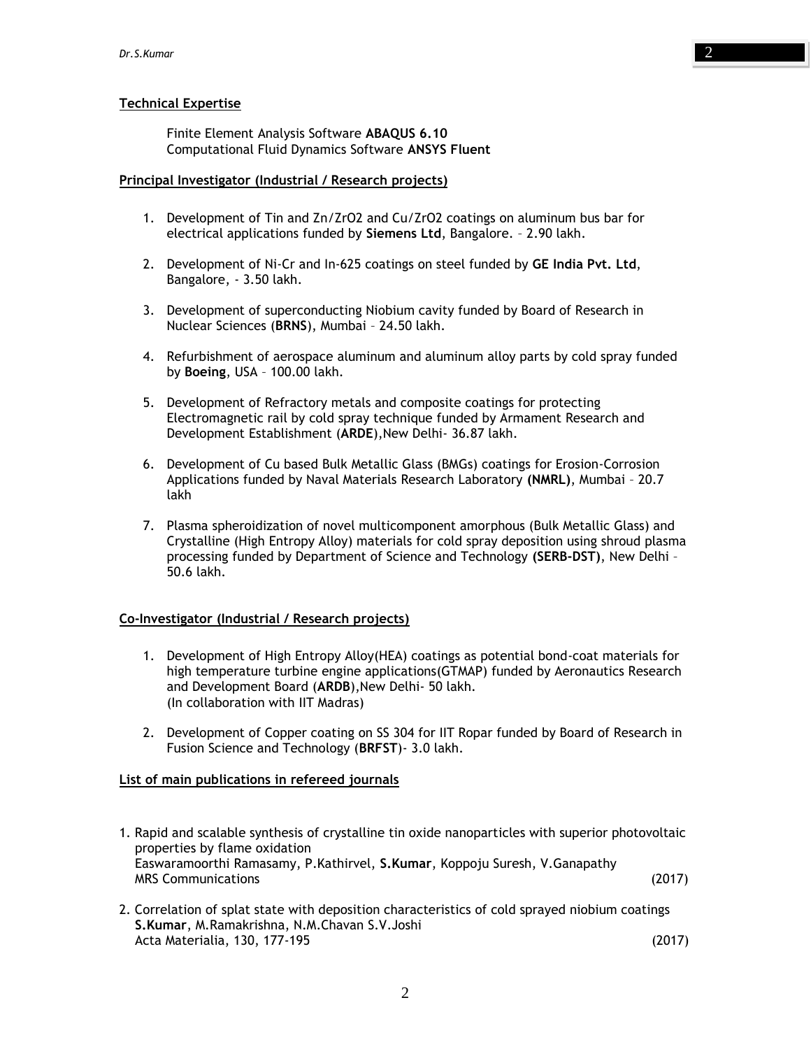**Technical Expertise**

Finite Element Analysis Software **ABAQUS 6.10**
Computational Fluid Dynamics Software **ANSYS Fluent**

**Principal Investigator (Industrial / Research projects)**

1. Development of Tin and Zn/$ZrO_2$ and Cu/$ZrO_2$ coatings on aluminum bus bar for electrical applications funded by **Siemens Ltd**, Bangalore. – 2.90 lakh.
2. Development of Ni-Cr and In-625 coatings on steel funded by **GE India Pvt. Ltd**, Bangalore, - 3.50 lakh.
3. Development of superconducting Niobium cavity funded by Board of Research in Nuclear Sciences (**BRNS**), Mumbai – 24.50 lakh.
4. Refurbishment of aerospace aluminum and aluminum alloy parts by cold spray funded by **Boeing**, USA – 100.00 lakh.
5. Development of Refractory metals and composite coatings for protecting Electromagnetic rail by cold spray technique funded by Armament Research and Development Establishment (**ARDE**),New Delhi- 36.87 lakh.
6. Development of Cu based Bulk Metallic Glass (BMGs) coatings for Erosion-Corrosion Applications funded by Naval Materials Research Laboratory **(NMRL)**, Mumbai – 20.7 lakh
7. Plasma spheroidization of novel multicomponent amorphous (Bulk Metallic Glass) and Crystalline (High Entropy Alloy) materials for cold spray deposition using shroud plasma processing funded by Department of Science and Technology **(SERB-DST)**, New Delhi – 50.6 lakh.

**Co-Investigator (Industrial / Research projects)**

1. Development of High Entropy Alloy(HEA) coatings as potential bond-coat materials for high temperature turbine engine applications(GTMAP) funded by Aeronautics Research and Development Board (**ARDB**),New Delhi- 50 lakh.
   (In collaboration with IIT Madras)
2. Development of Copper coating on SS 304 for IIT Ropar funded by Board of Research in Fusion Science and Technology (**BRFST**)- 3.0 lakh.

**List of main publications in refereed journals**

1. Rapid and scalable synthesis of crystalline tin oxide nanoparticles with superior photovoltaic properties by flame oxidation
   Easwaramoorthi Ramasamy, P.Kathirvel, **S.Kumar**, Koppoju Suresh, V.Ganapathy
   MRS Communications (2017)
2. Correlation of splat state with deposition characteristics of cold sprayed niobium coatings
   **S.Kumar**, M.Ramakrishna, N.M.Chavan S.V.Joshi
   Acta Materialia, 130, 177-195 (2017)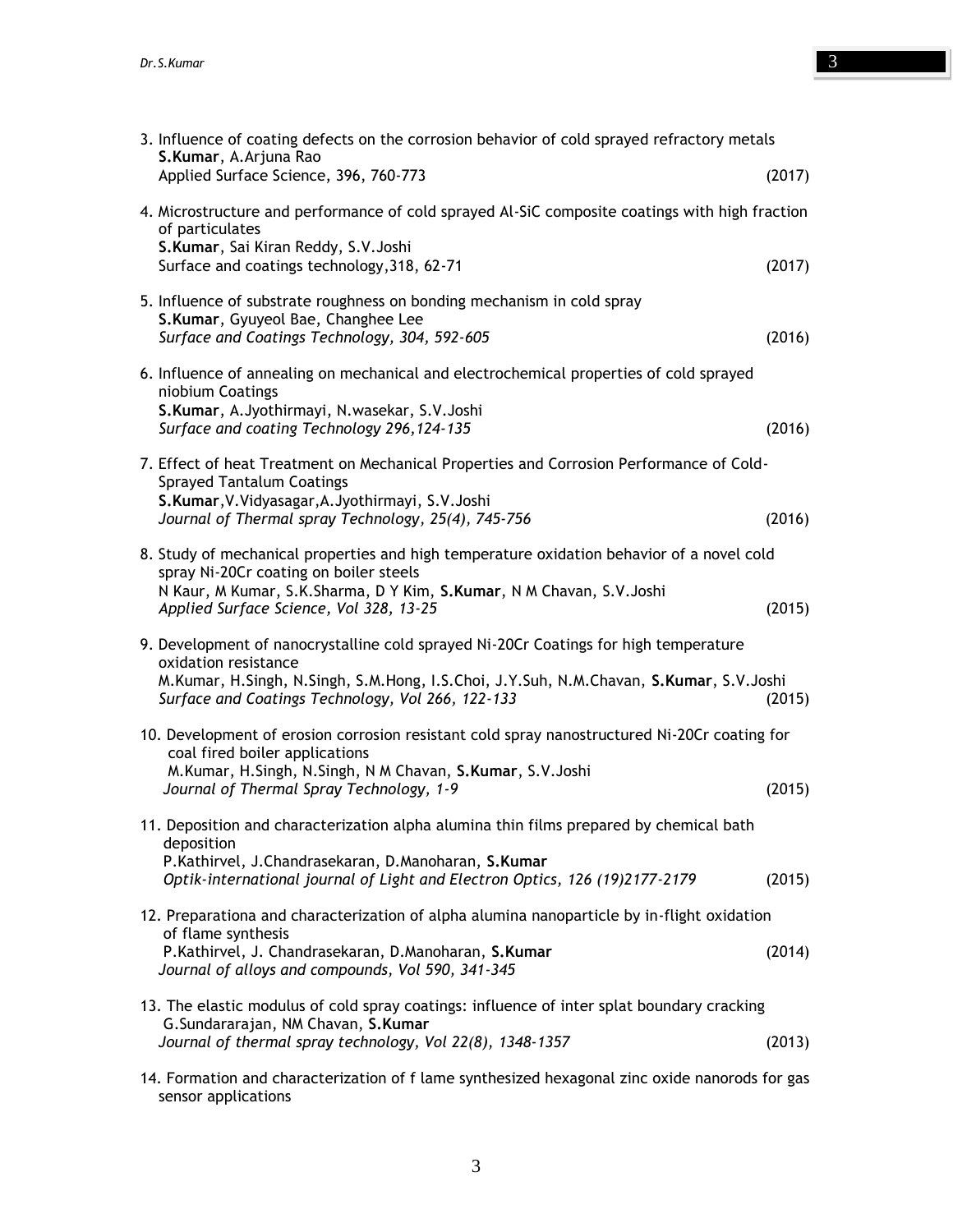3. Influence of coating defects on the corrosion behavior of cold sprayed refractory metals
   **S.Kumar**, A.Arjuna Rao
   Applied Surface Science, 396, 760-773 (2017)

4. Microstructure and performance of cold sprayed Al-SiC composite coatings with high fraction of particulates
   **S.Kumar**, Sai Kiran Reddy, S.V.Joshi
   Surface and coatings technology,318, 62-71 (2017)

5. Influence of substrate roughness on bonding mechanism in cold spray
   **S.Kumar**, Gyuyeol Bae, Changhee Lee
   *Surface and Coatings Technology, 304, 592-605* (2016)

6. Influence of annealing on mechanical and electrochemical properties of cold sprayed niobium Coatings
   **S.Kumar**, A.Jyothirmayi, N.wasekar, S.V.Joshi
   *Surface and coating Technology 296,124-135* (2016)

7. Effect of heat Treatment on Mechanical Properties and Corrosion Performance of Cold-Sprayed Tantalum Coatings
   **S.Kumar**,V.Vidyasagar,A.Jyothirmayi, S.V.Joshi
   *Journal of Thermal spray Technology, 25(4), 745-756* (2016)

8. Study of mechanical properties and high temperature oxidation behavior of a novel cold spray Ni-20Cr coating on boiler steels
   N Kaur, M Kumar, S.K.Sharma, D Y Kim, **S.Kumar**, N M Chavan, S.V.Joshi
   *Applied Surface Science, Vol 328, 13-25* (2015)

9. Development of nanocrystalline cold sprayed Ni-20Cr Coatings for high temperature oxidation resistance
   M.Kumar, H.Singh, N.Singh, S.M.Hong, I.S.Choi, J.Y.Suh, N.M.Chavan, **S.Kumar**, S.V.Joshi
   *Surface and Coatings Technology, Vol 266, 122-133* (2015)

10. Development of erosion corrosion resistant cold spray nanostructured Ni-20Cr coating for coal fired boiler applications
    M.Kumar, H.Singh, N.Singh, N M Chavan, **S.Kumar**, S.V.Joshi
    *Journal of Thermal Spray Technology, 1-9* (2015)

11. Deposition and characterization alpha alumina thin films prepared by chemical bath deposition
    P.Kathirvel, J.Chandrasekaran, D.Manoharan, **S.Kumar**
    *Optik-international journal of Light and Electron Optics, 126 (19)2177-2179* (2015)

12. Preparationa and characterization of alpha alumina nanoparticle by in-flight oxidation of flame synthesis
    P.Kathirvel, J. Chandrasekaran, D.Manoharan, **S.Kumar** (2014)
    *Journal of alloys and compounds, Vol 590, 341-345*

13. The elastic modulus of cold spray coatings: influence of inter splat boundary cracking
    G.Sundararajan, NM Chavan, **S.Kumar**
    *Journal of thermal spray technology, Vol 22(8), 1348-1357* (2013)

14. Formation and characterization of f lame synthesized hexagonal zinc oxide nanorods for gas sensor applications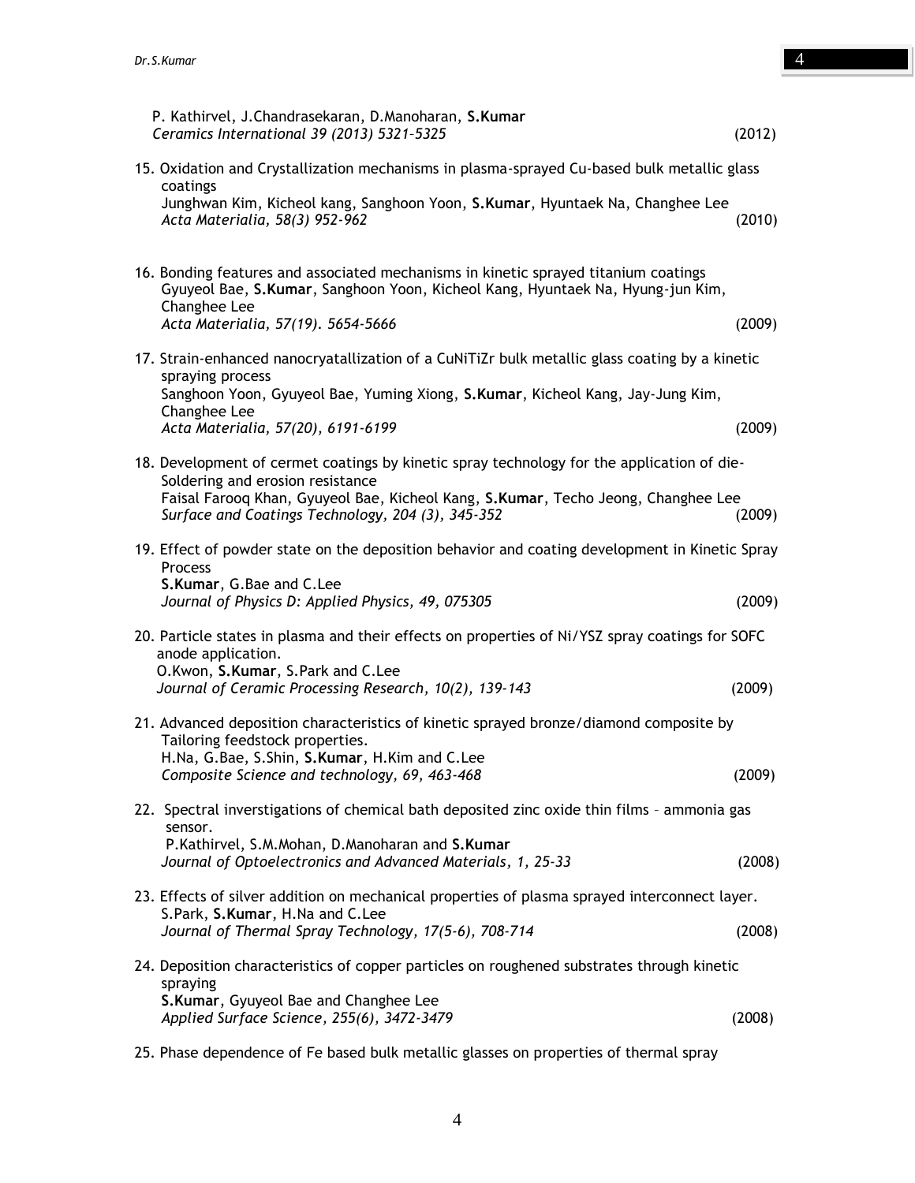P. Kathirvel, J.Chandrasekaran, D.Manoharan, **S.Kumar**
*Ceramics International 39 (2013) 5321–5325* (2012)

15. Oxidation and Crystallization mechanisms in plasma-sprayed Cu-based bulk metallic glass coatings
Junghwan Kim, Kicheol kang, Sanghoon Yoon, **S.Kumar**, Hyuntaek Na, Changhee Lee
*Acta Materialia, 58(3) 952-962* (2010)

16. Bonding features and associated mechanisms in kinetic sprayed titanium coatings
Gyuyeol Bae, **S.Kumar**, Sanghoon Yoon, Kicheol Kang, Hyuntaek Na, Hyung-jun Kim, Changhee Lee
*Acta Materialia, 57(19). 5654-5666* (2009)

17. Strain-enhanced nanocryatallization of a CuNiTiZr bulk metallic glass coating by a kinetic spraying process
Sanghoon Yoon, Gyuyeol Bae, Yuming Xiong, **S.Kumar**, Kicheol Kang, Jay-Jung Kim, Changhee Lee
*Acta Materialia, 57(20), 6191-6199* (2009)

18. Development of cermet coatings by kinetic spray technology for the application of die-Soldering and erosion resistance
Faisal Farooq Khan, Gyuyeol Bae, Kicheol Kang, **S.Kumar**, Techo Jeong, Changhee Lee
*Surface and Coatings Technology, 204 (3), 345-352* (2009)

19. Effect of powder state on the deposition behavior and coating development in Kinetic Spray Process
**S.Kumar**, G.Bae and C.Lee
*Journal of Physics D: Applied Physics, 49, 075305* (2009)

20. Particle states in plasma and their effects on properties of Ni/YSZ spray coatings for SOFC anode application.
O.Kwon, **S.Kumar**, S.Park and C.Lee
*Journal of Ceramic Processing Research, 10(2), 139-143* (2009)

21. Advanced deposition characteristics of kinetic sprayed bronze/diamond composite by Tailoring feedstock properties.
H.Na, G.Bae, S.Shin, **S.Kumar**, H.Kim and C.Lee
*Composite Science and technology, 69, 463-468* (2009)

22. Spectral inverstigations of chemical bath deposited zinc oxide thin films – ammonia gas sensor.
P.Kathirvel, S.M.Mohan, D.Manoharan and **S.Kumar**
*Journal of Optoelectronics and Advanced Materials, 1, 25-33* (2008)

23. Effects of silver addition on mechanical properties of plasma sprayed interconnect layer.
S.Park, **S.Kumar**, H.Na and C.Lee
*Journal of Thermal Spray Technology, 17(5-6), 708-714* (2008)

24. Deposition characteristics of copper particles on roughened substrates through kinetic spraying
**S.Kumar**, Gyuyeol Bae and Changhee Lee
*Applied Surface Science, 255(6), 3472-3479* (2008)

25. Phase dependence of Fe based bulk metallic glasses on properties of thermal spray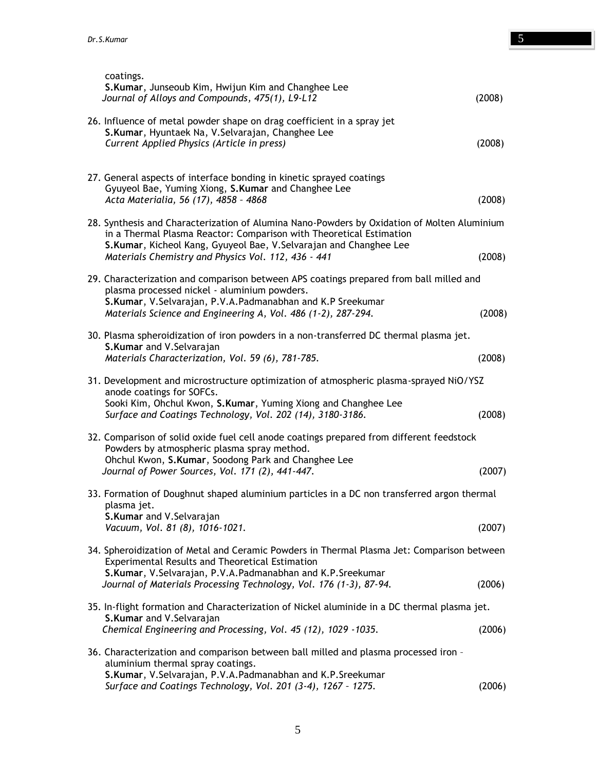coatings.
**S.Kumar**, Junseoub Kim, Hwijun Kim and Changhee Lee
*Journal of Alloys and Compounds, 475(1), L9-L12* (2008)

26. Influence of metal powder shape on drag coefficient in a spray jet
    **S.Kumar**, Hyuntaek Na, V.Selvarajan, Changhee Lee
    *Current Applied Physics (Article in press)* (2008)

27. General aspects of interface bonding in kinetic sprayed coatings
    Gyuyeol Bae, Yuming Xiong, **S.Kumar** and Changhee Lee
    *Acta Materialia, 56 (17), 4858 – 4868* (2008)

28. Synthesis and Characterization of Alumina Nano-Powders by Oxidation of Molten Aluminium in a Thermal Plasma Reactor: Comparison with Theoretical Estimation
    **S.Kumar**, Kicheol Kang, Gyuyeol Bae, V.Selvarajan and Changhee Lee
    *Materials Chemistry and Physics Vol. 112, 436 - 441* (2008)

29. Characterization and comparison between APS coatings prepared from ball milled and plasma processed nickel - aluminium powders.
    **S.Kumar**, V.Selvarajan, P.V.A.Padmanabhan and K.P Sreekumar
    *Materials Science and Engineering A, Vol. 486 (1-2), 287-294.* (2008)

30. Plasma spheroidization of iron powders in a non-transferred DC thermal plasma jet.
    **S.Kumar** and V.Selvarajan
    *Materials Characterization, Vol. 59 (6), 781-785.* (2008)

31. Development and microstructure optimization of atmospheric plasma-sprayed NiO/YSZ anode coatings for SOFCs.
    Sooki Kim, Ohchul Kwon, **S.Kumar**, Yuming Xiong and Changhee Lee
    *Surface and Coatings Technology, Vol. 202 (14), 3180-3186.* (2008)

32. Comparison of solid oxide fuel cell anode coatings prepared from different feedstock Powders by atmospheric plasma spray method.
    Ohchul Kwon, **S.Kumar**, Soodong Park and Changhee Lee
    *Journal of Power Sources, Vol. 171 (2), 441-447.* (2007)

33. Formation of Doughnut shaped aluminium particles in a DC non transferred argon thermal plasma jet.
    **S.Kumar** and V.Selvarajan
    *Vacuum, Vol. 81 (8), 1016-1021.* (2007)

34. Spheroidization of Metal and Ceramic Powders in Thermal Plasma Jet: Comparison between Experimental Results and Theoretical Estimation
    **S.Kumar**, V.Selvarajan, P.V.A.Padmanabhan and K.P.Sreekumar
    *Journal of Materials Processing Technology, Vol. 176 (1-3), 87-94.* (2006)

35. In-flight formation and Characterization of Nickel aluminide in a DC thermal plasma jet.
    **S.Kumar** and V.Selvarajan
    *Chemical Engineering and Processing, Vol. 45 (12), 1029 -1035.* (2006)

36. Characterization and comparison between ball milled and plasma processed iron – aluminium thermal spray coatings.
    **S.Kumar**, V.Selvarajan, P.V.A.Padmanabhan and K.P.Sreekumar
    *Surface and Coatings Technology, Vol. 201 (3-4), 1267 – 1275.* (2006)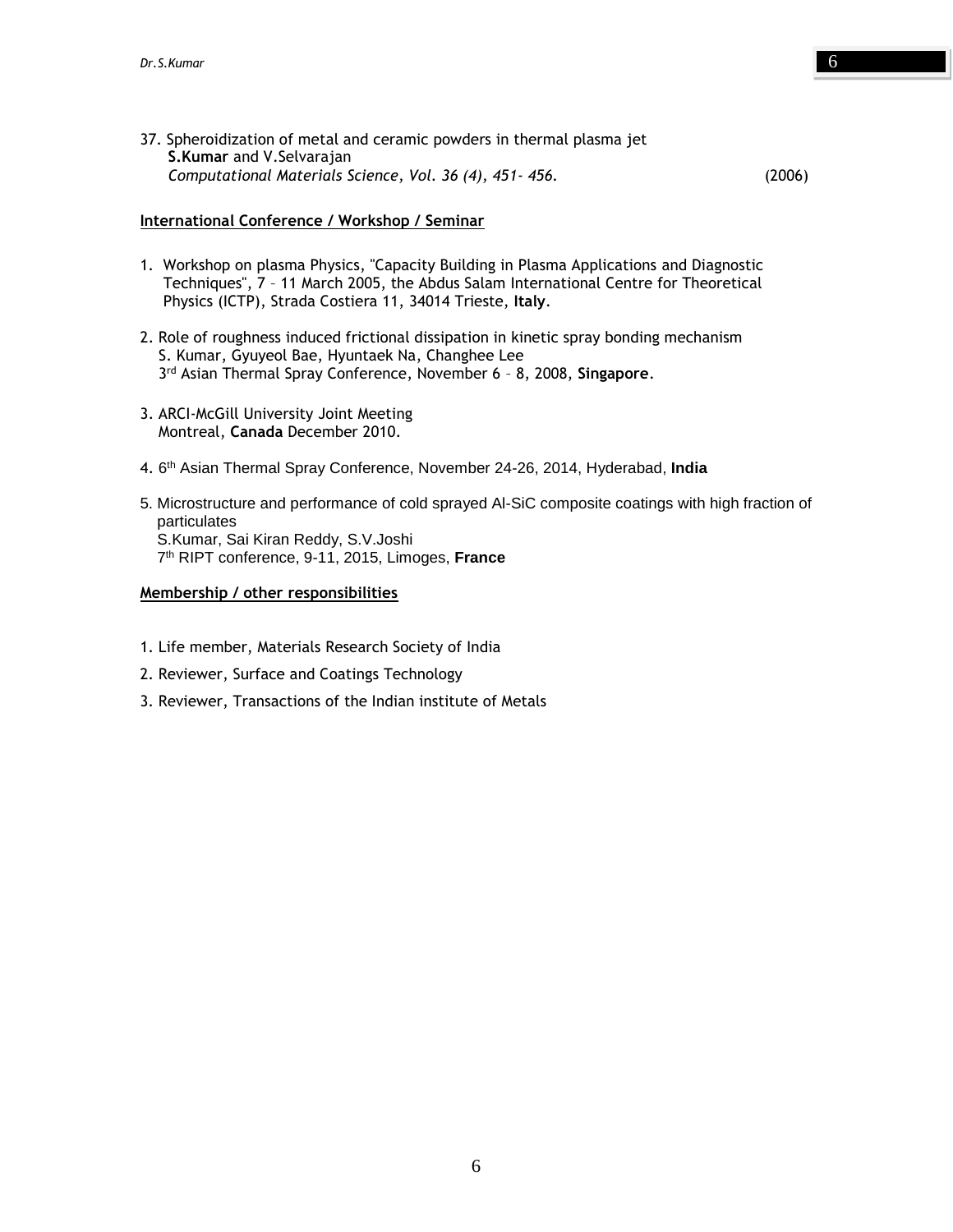37. Spheroidization of metal and ceramic powders in thermal plasma jet
 **S.Kumar** and V.Selvarajan
 *Computational Materials Science, Vol. 36 (4), 451- 456.* (2006)

**International Conference / Workshop / Seminar**

1. Workshop on plasma Physics, "Capacity Building in Plasma Applications and Diagnostic Techniques", 7 – 11 March 2005, the Abdus Salam International Centre for Theoretical Physics (ICTP), Strada Costiera 11, 34014 Trieste, **Italy**.

2. Role of roughness induced frictional dissipation in kinetic spray bonding mechanism
 S. Kumar, Gyuyeol Bae, Hyuntaek Na, Changhee Lee
 3rd Asian Thermal Spray Conference, November 6 – 8, 2008, **Singapore**.

3. ARCI-McGill University Joint Meeting
 Montreal, **Canada** December 2010.

4. 6th Asian Thermal Spray Conference, November 24-26, 2014, Hyderabad, **India**

5. Microstructure and performance of cold sprayed Al-SiC composite coatings with high fraction of particulates
 S.Kumar, Sai Kiran Reddy, S.V.Joshi
 7th RIPT conference, 9-11, 2015, Limoges, **France**

**Membership / other responsibilities**

1. Life member, Materials Research Society of India
2. Reviewer, Surface and Coatings Technology
3. Reviewer, Transactions of the Indian institute of Metals